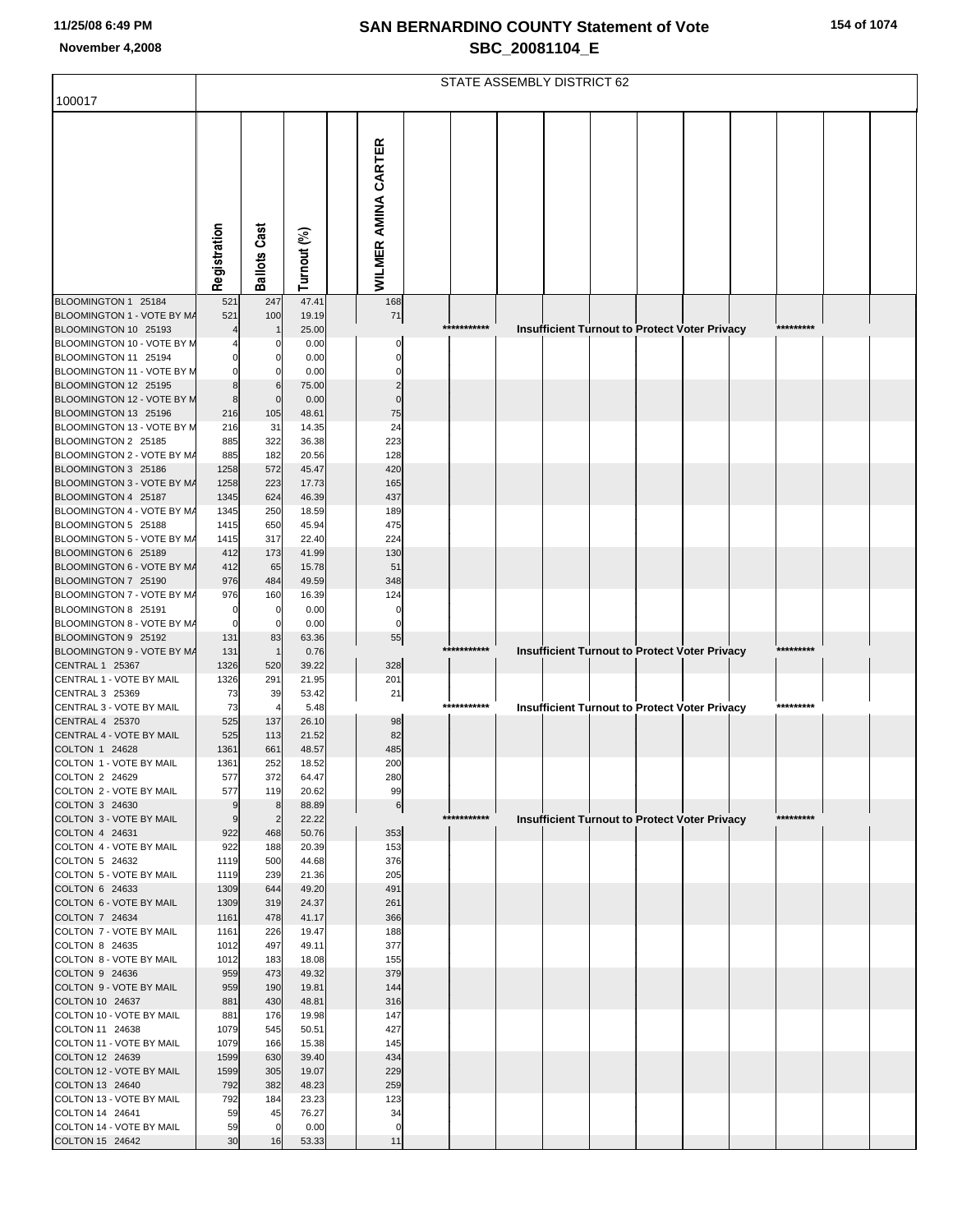# SAN BERNARDINO COUNTY Statement of Vote

## SBC_20081104_E

11/25/08 6:49 PM

November 4,2008

STATE ASSEMBLY DISTRICT 62

100017

| | Registration | Ballots Cast | Turnout (%) | WILMER AMINA CARTER |
|---|---|---|---|---|
| BLOOMINGTON 1 25184 | 521 | 247 | 47.41 | 168 |
| BLOOMINGTON 1 - VOTE BY MA | 521 | 100 | 19.19 | 71 |
| BLOOMINGTON 10 25193 | 4 | 1 | 25.00 | *********** Insufficient Turnout to Protect Voter Privacy ********* |
| BLOOMINGTON 10 - VOTE BY M | 4 | 0 | 0.00 | 0 |
| BLOOMINGTON 11 25194 | 0 | 0 | 0.00 | 0 |
| BLOOMINGTON 11 - VOTE BY M | 0 | 0 | 0.00 | 0 |
| BLOOMINGTON 12 25195 | 8 | 6 | 75.00 | 2 |
| BLOOMINGTON 12 - VOTE BY M | 8 | 0 | 0.00 | 0 |
| BLOOMINGTON 13 25196 | 216 | 105 | 48.61 | 75 |
| BLOOMINGTON 13 - VOTE BY M | 216 | 31 | 14.35 | 24 |
| BLOOMINGTON 2 25185 | 885 | 322 | 36.38 | 223 |
| BLOOMINGTON 2 - VOTE BY MA | 885 | 182 | 20.56 | 128 |
| BLOOMINGTON 3 25186 | 1258 | 572 | 45.47 | 420 |
| BLOOMINGTON 3 - VOTE BY MA | 1258 | 223 | 17.73 | 165 |
| BLOOMINGTON 4 25187 | 1345 | 624 | 46.39 | 437 |
| BLOOMINGTON 4 - VOTE BY MA | 1345 | 250 | 18.59 | 189 |
| BLOOMINGTON 5 25188 | 1415 | 650 | 45.94 | 475 |
| BLOOMINGTON 5 - VOTE BY MA | 1415 | 317 | 22.40 | 224 |
| BLOOMINGTON 6 25189 | 412 | 173 | 41.99 | 130 |
| BLOOMINGTON 6 - VOTE BY MA | 412 | 65 | 15.78 | 51 |
| BLOOMINGTON 7 25190 | 976 | 484 | 49.59 | 348 |
| BLOOMINGTON 7 - VOTE BY MA | 976 | 160 | 16.39 | 124 |
| BLOOMINGTON 8 25191 | 0 | 0 | 0.00 | 0 |
| BLOOMINGTON 8 - VOTE BY MA | 0 | 0 | 0.00 | 0 |
| BLOOMINGTON 9 25192 | 131 | 83 | 63.36 | 55 |
| BLOOMINGTON 9 - VOTE BY MA | 131 | 1 | 0.76 | *********** Insufficient Turnout to Protect Voter Privacy ********* |
| CENTRAL 1 25367 | 1326 | 520 | 39.22 | 328 |
| CENTRAL 1 - VOTE BY MAIL | 1326 | 291 | 21.95 | 201 |
| CENTRAL 3 25369 | 73 | 39 | 53.42 | 21 |
| CENTRAL 3 - VOTE BY MAIL | 73 | 4 | 5.48 | *********** Insufficient Turnout to Protect Voter Privacy ********* |
| CENTRAL 4 25370 | 525 | 137 | 26.10 | 98 |
| CENTRAL 4 - VOTE BY MAIL | 525 | 113 | 21.52 | 82 |
| COLTON 1 24628 | 1361 | 661 | 48.57 | 485 |
| COLTON 1 - VOTE BY MAIL | 1361 | 252 | 18.52 | 200 |
| COLTON 2 24629 | 577 | 372 | 64.47 | 280 |
| COLTON 2 - VOTE BY MAIL | 577 | 119 | 20.62 | 99 |
| COLTON 3 24630 | 9 | 8 | 88.89 | 6 |
| COLTON 3 - VOTE BY MAIL | 9 | 2 | 22.22 | *********** Insufficient Turnout to Protect Voter Privacy ********* |
| COLTON 4 24631 | 922 | 468 | 50.76 | 353 |
| COLTON 4 - VOTE BY MAIL | 922 | 188 | 20.39 | 153 |
| COLTON 5 24632 | 1119 | 500 | 44.68 | 376 |
| COLTON 5 - VOTE BY MAIL | 1119 | 239 | 21.36 | 205 |
| COLTON 6 24633 | 1309 | 644 | 49.20 | 491 |
| COLTON 6 - VOTE BY MAIL | 1309 | 319 | 24.37 | 261 |
| COLTON 7 24634 | 1161 | 478 | 41.17 | 366 |
| COLTON 7 - VOTE BY MAIL | 1161 | 226 | 19.47 | 188 |
| COLTON 8 24635 | 1012 | 497 | 49.11 | 377 |
| COLTON 8 - VOTE BY MAIL | 1012 | 183 | 18.08 | 155 |
| COLTON 9 24636 | 959 | 473 | 49.32 | 379 |
| COLTON 9 - VOTE BY MAIL | 959 | 190 | 19.81 | 144 |
| COLTON 10 24637 | 881 | 430 | 48.81 | 316 |
| COLTON 10 - VOTE BY MAIL | 881 | 176 | 19.98 | 147 |
| COLTON 11 24638 | 1079 | 545 | 50.51 | 427 |
| COLTON 11 - VOTE BY MAIL | 1079 | 166 | 15.38 | 145 |
| COLTON 12 24639 | 1599 | 630 | 39.40 | 434 |
| COLTON 12 - VOTE BY MAIL | 1599 | 305 | 19.07 | 229 |
| COLTON 13 24640 | 792 | 382 | 48.23 | 259 |
| COLTON 13 - VOTE BY MAIL | 792 | 184 | 23.23 | 123 |
| COLTON 14 24641 | 59 | 45 | 76.27 | 34 |
| COLTON 14 - VOTE BY MAIL | 59 | 0 | 0.00 | 0 |
| COLTON 15 24642 | 30 | 16 | 53.33 | 11 |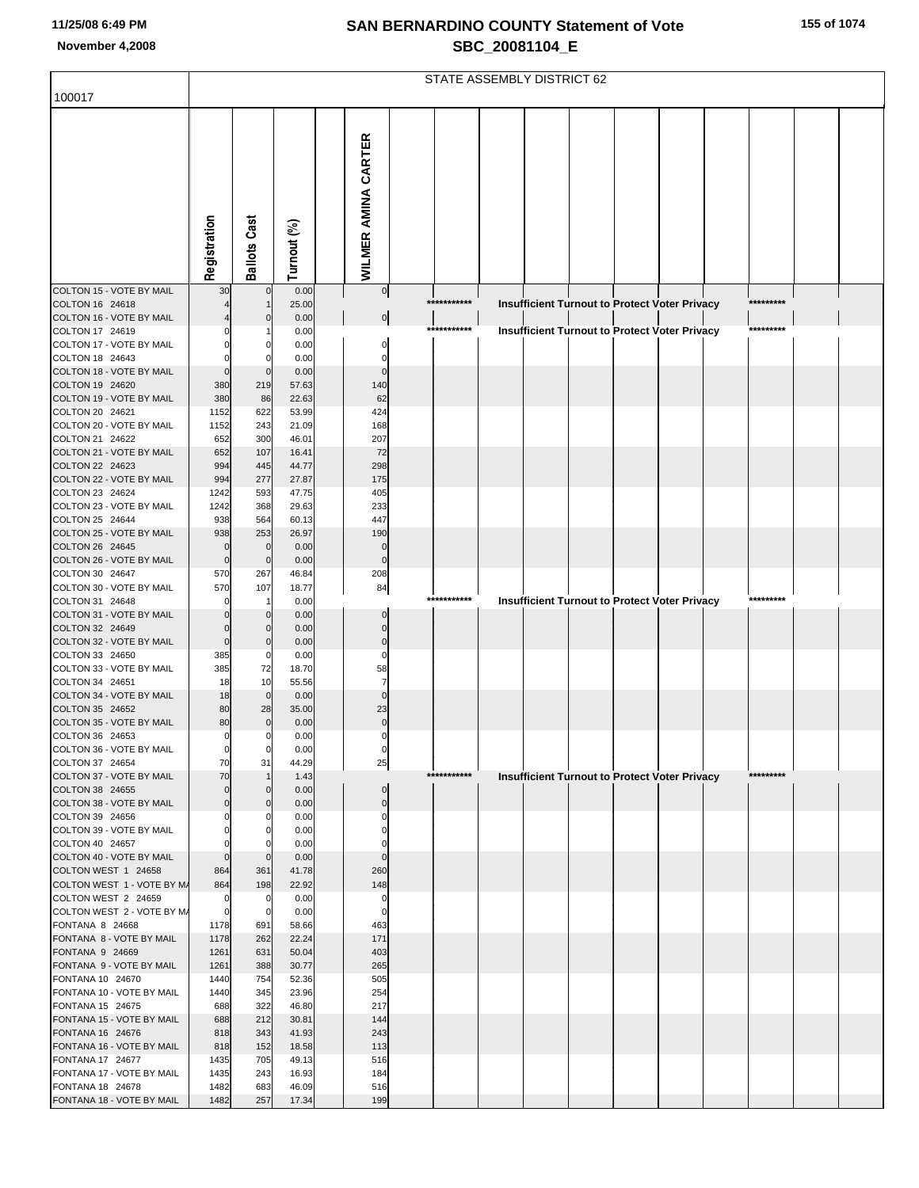# SAN BERNARDINO COUNTY Statement of Vote
## SBC_20081104_E

November 4,2008

STATE ASSEMBLY DISTRICT 62

100017

| | Registration | Ballots Cast | Turnout (%) | | WILMER AMINA CARTER |
|---|---|---|---|---|---|
| COLTON 15 - VOTE BY MAIL | 30 | 0 | 0.00 | | 0 |
| COLTON 16 24618 | 4 | 1 | 25.00 | | *********** Insufficient Turnout to Protect Voter Privacy ********* |
| COLTON 16 - VOTE BY MAIL | 4 | 0 | 0.00 | | 0 |
| COLTON 17 24619 | 0 | 1 | 0.00 | | *********** Insufficient Turnout to Protect Voter Privacy ********* |
| COLTON 17 - VOTE BY MAIL | 0 | 0 | 0.00 | | 0 |
| COLTON 18 24643 | 0 | 0 | 0.00 | | 0 |
| COLTON 18 - VOTE BY MAIL | 0 | 0 | 0.00 | | 0 |
| COLTON 19 24620 | 380 | 219 | 57.63 | | 140 |
| COLTON 19 - VOTE BY MAIL | 380 | 86 | 22.63 | | 62 |
| COLTON 20 24621 | 1152 | 622 | 53.99 | | 424 |
| COLTON 20 - VOTE BY MAIL | 1152 | 243 | 21.09 | | 168 |
| COLTON 21 24622 | 652 | 300 | 46.01 | | 207 |
| COLTON 21 - VOTE BY MAIL | 652 | 107 | 16.41 | | 72 |
| COLTON 22 24623 | 994 | 445 | 44.77 | | 298 |
| COLTON 22 - VOTE BY MAIL | 994 | 277 | 27.87 | | 175 |
| COLTON 23 24624 | 1242 | 593 | 47.75 | | 405 |
| COLTON 23 - VOTE BY MAIL | 1242 | 368 | 29.63 | | 233 |
| COLTON 25 24644 | 938 | 564 | 60.13 | | 447 |
| COLTON 25 - VOTE BY MAIL | 938 | 253 | 26.97 | | 190 |
| COLTON 26 24645 | 0 | 0 | 0.00 | | 0 |
| COLTON 26 - VOTE BY MAIL | 0 | 0 | 0.00 | | 0 |
| COLTON 30 24647 | 570 | 267 | 46.84 | | 208 |
| COLTON 30 - VOTE BY MAIL | 570 | 107 | 18.77 | | 84 |
| COLTON 31 24648 | 0 | 1 | 0.00 | | *********** Insufficient Turnout to Protect Voter Privacy ********* |
| COLTON 31 - VOTE BY MAIL | 0 | 0 | 0.00 | | 0 |
| COLTON 32 24649 | 0 | 0 | 0.00 | | 0 |
| COLTON 32 - VOTE BY MAIL | 0 | 0 | 0.00 | | 0 |
| COLTON 33 24650 | 385 | 0 | 0.00 | | 0 |
| COLTON 33 - VOTE BY MAIL | 385 | 72 | 18.70 | | 58 |
| COLTON 34 24651 | 18 | 10 | 55.56 | | 7 |
| COLTON 34 - VOTE BY MAIL | 18 | 0 | 0.00 | | 0 |
| COLTON 35 24652 | 80 | 28 | 35.00 | | 23 |
| COLTON 35 - VOTE BY MAIL | 80 | 0 | 0.00 | | 0 |
| COLTON 36 24653 | 0 | 0 | 0.00 | | 0 |
| COLTON 36 - VOTE BY MAIL | 0 | 0 | 0.00 | | 0 |
| COLTON 37 24654 | 70 | 31 | 44.29 | | 25 |
| COLTON 37 - VOTE BY MAIL | 70 | 1 | 1.43 | | *********** Insufficient Turnout to Protect Voter Privacy ********* |
| COLTON 38 24655 | 0 | 0 | 0.00 | | 0 |
| COLTON 38 - VOTE BY MAIL | 0 | 0 | 0.00 | | 0 |
| COLTON 39 24656 | 0 | 0 | 0.00 | | 0 |
| COLTON 39 - VOTE BY MAIL | 0 | 0 | 0.00 | | 0 |
| COLTON 40 24657 | 0 | 0 | 0.00 | | 0 |
| COLTON 40 - VOTE BY MAIL | 0 | 0 | 0.00 | | 0 |
| COLTON WEST 1 24658 | 864 | 361 | 41.78 | | 260 |
| COLTON WEST 1 - VOTE BY MA | 864 | 198 | 22.92 | | 148 |
| COLTON WEST 2 24659 | 0 | 0 | 0.00 | | 0 |
| COLTON WEST 2 - VOTE BY MA | 0 | 0 | 0.00 | | 0 |
| FONTANA 8 24668 | 1178 | 691 | 58.66 | | 463 |
| FONTANA 8 - VOTE BY MAIL | 1178 | 262 | 22.24 | | 171 |
| FONTANA 9 24669 | 1261 | 631 | 50.04 | | 403 |
| FONTANA 9 - VOTE BY MAIL | 1261 | 388 | 30.77 | | 265 |
| FONTANA 10 24670 | 1440 | 754 | 52.36 | | 505 |
| FONTANA 10 - VOTE BY MAIL | 1440 | 345 | 23.96 | | 254 |
| FONTANA 15 24675 | 688 | 322 | 46.80 | | 217 |
| FONTANA 15 - VOTE BY MAIL | 688 | 212 | 30.81 | | 144 |
| FONTANA 16 24676 | 818 | 343 | 41.93 | | 243 |
| FONTANA 16 - VOTE BY MAIL | 818 | 152 | 18.58 | | 113 |
| FONTANA 17 24677 | 1435 | 705 | 49.13 | | 516 |
| FONTANA 17 - VOTE BY MAIL | 1435 | 243 | 16.93 | | 184 |
| FONTANA 18 24678 | 1482 | 683 | 46.09 | | 516 |
| FONTANA 18 - VOTE BY MAIL | 1482 | 257 | 17.34 | | 199 |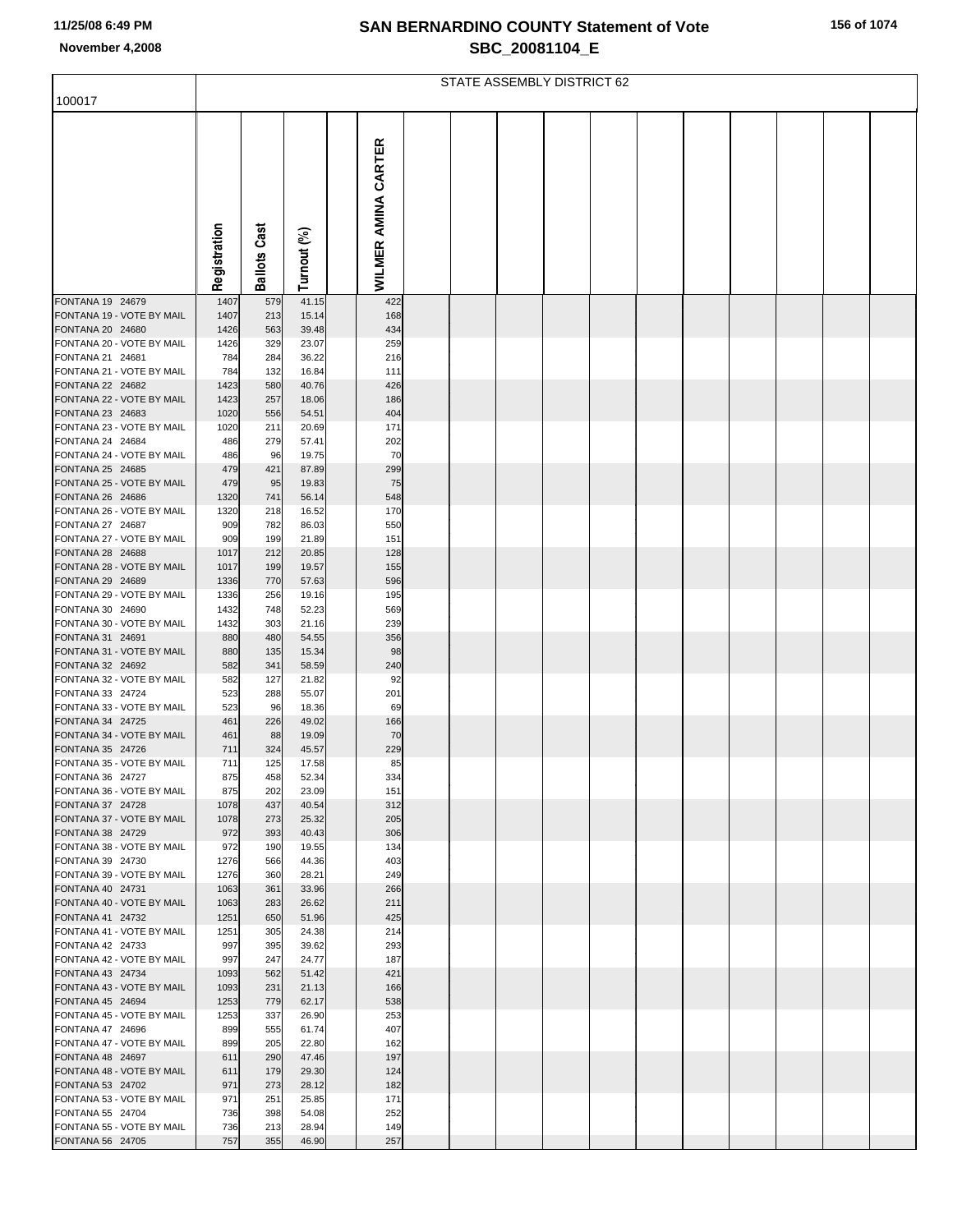# SAN BERNARDINO COUNTY Statement of Vote

## SBC_20081104_E

11/25/08 6:49 PM

November 4,2008

STATE ASSEMBLY DISTRICT 62

| 100017 | Registration | Ballots Cast | Turnout (%) | | WILMER AMINA CARTER |
|---|---|---|---|---|---|
| FONTANA 19 24679 | 1407 | 579 | 41.15 | | 422 |
| FONTANA 19 - VOTE BY MAIL | 1407 | 213 | 15.14 | | 168 |
| FONTANA 20 24680 | 1426 | 563 | 39.48 | | 434 |
| FONTANA 20 - VOTE BY MAIL | 1426 | 329 | 23.07 | | 259 |
| FONTANA 21 24681 | 784 | 284 | 36.22 | | 216 |
| FONTANA 21 - VOTE BY MAIL | 784 | 132 | 16.84 | | 111 |
| FONTANA 22 24682 | 1423 | 580 | 40.76 | | 426 |
| FONTANA 22 - VOTE BY MAIL | 1423 | 257 | 18.06 | | 186 |
| FONTANA 23 24683 | 1020 | 556 | 54.51 | | 404 |
| FONTANA 23 - VOTE BY MAIL | 1020 | 211 | 20.69 | | 171 |
| FONTANA 24 24684 | 486 | 279 | 57.41 | | 202 |
| FONTANA 24 - VOTE BY MAIL | 486 | 96 | 19.75 | | 70 |
| FONTANA 25 24685 | 479 | 421 | 87.89 | | 299 |
| FONTANA 25 - VOTE BY MAIL | 479 | 95 | 19.83 | | 75 |
| FONTANA 26 24686 | 1320 | 741 | 56.14 | | 548 |
| FONTANA 26 - VOTE BY MAIL | 1320 | 218 | 16.52 | | 170 |
| FONTANA 27 24687 | 909 | 782 | 86.03 | | 550 |
| FONTANA 27 - VOTE BY MAIL | 909 | 199 | 21.89 | | 151 |
| FONTANA 28 24688 | 1017 | 212 | 20.85 | | 128 |
| FONTANA 28 - VOTE BY MAIL | 1017 | 199 | 19.57 | | 155 |
| FONTANA 29 24689 | 1336 | 770 | 57.63 | | 596 |
| FONTANA 29 - VOTE BY MAIL | 1336 | 256 | 19.16 | | 195 |
| FONTANA 30 24690 | 1432 | 748 | 52.23 | | 569 |
| FONTANA 30 - VOTE BY MAIL | 1432 | 303 | 21.16 | | 239 |
| FONTANA 31 24691 | 880 | 480 | 54.55 | | 356 |
| FONTANA 31 - VOTE BY MAIL | 880 | 135 | 15.34 | | 98 |
| FONTANA 32 24692 | 582 | 341 | 58.59 | | 240 |
| FONTANA 32 - VOTE BY MAIL | 582 | 127 | 21.82 | | 92 |
| FONTANA 33 24724 | 523 | 288 | 55.07 | | 201 |
| FONTANA 33 - VOTE BY MAIL | 523 | 96 | 18.36 | | 69 |
| FONTANA 34 24725 | 461 | 226 | 49.02 | | 166 |
| FONTANA 34 - VOTE BY MAIL | 461 | 88 | 19.09 | | 70 |
| FONTANA 35 24726 | 711 | 324 | 45.57 | | 229 |
| FONTANA 35 - VOTE BY MAIL | 711 | 125 | 17.58 | | 85 |
| FONTANA 36 24727 | 875 | 458 | 52.34 | | 334 |
| FONTANA 36 - VOTE BY MAIL | 875 | 202 | 23.09 | | 151 |
| FONTANA 37 24728 | 1078 | 437 | 40.54 | | 312 |
| FONTANA 37 - VOTE BY MAIL | 1078 | 273 | 25.32 | | 205 |
| FONTANA 38 24729 | 972 | 393 | 40.43 | | 306 |
| FONTANA 38 - VOTE BY MAIL | 972 | 190 | 19.55 | | 134 |
| FONTANA 39 24730 | 1276 | 566 | 44.36 | | 403 |
| FONTANA 39 - VOTE BY MAIL | 1276 | 360 | 28.21 | | 249 |
| FONTANA 40 24731 | 1063 | 361 | 33.96 | | 266 |
| FONTANA 40 - VOTE BY MAIL | 1063 | 283 | 26.62 | | 211 |
| FONTANA 41 24732 | 1251 | 650 | 51.96 | | 425 |
| FONTANA 41 - VOTE BY MAIL | 1251 | 305 | 24.38 | | 214 |
| FONTANA 42 24733 | 997 | 395 | 39.62 | | 293 |
| FONTANA 42 - VOTE BY MAIL | 997 | 247 | 24.77 | | 187 |
| FONTANA 43 24734 | 1093 | 562 | 51.42 | | 421 |
| FONTANA 43 - VOTE BY MAIL | 1093 | 231 | 21.13 | | 166 |
| FONTANA 45 24694 | 1253 | 779 | 62.17 | | 538 |
| FONTANA 45 - VOTE BY MAIL | 1253 | 337 | 26.90 | | 253 |
| FONTANA 47 24696 | 899 | 555 | 61.74 | | 407 |
| FONTANA 47 - VOTE BY MAIL | 899 | 205 | 22.80 | | 162 |
| FONTANA 48 24697 | 611 | 290 | 47.46 | | 197 |
| FONTANA 48 - VOTE BY MAIL | 611 | 179 | 29.30 | | 124 |
| FONTANA 53 24702 | 971 | 273 | 28.12 | | 182 |
| FONTANA 53 - VOTE BY MAIL | 971 | 251 | 25.85 | | 171 |
| FONTANA 55 24704 | 736 | 398 | 54.08 | | 252 |
| FONTANA 55 - VOTE BY MAIL | 736 | 213 | 28.94 | | 149 |
| FONTANA 56 24705 | 757 | 355 | 46.90 | | 257 |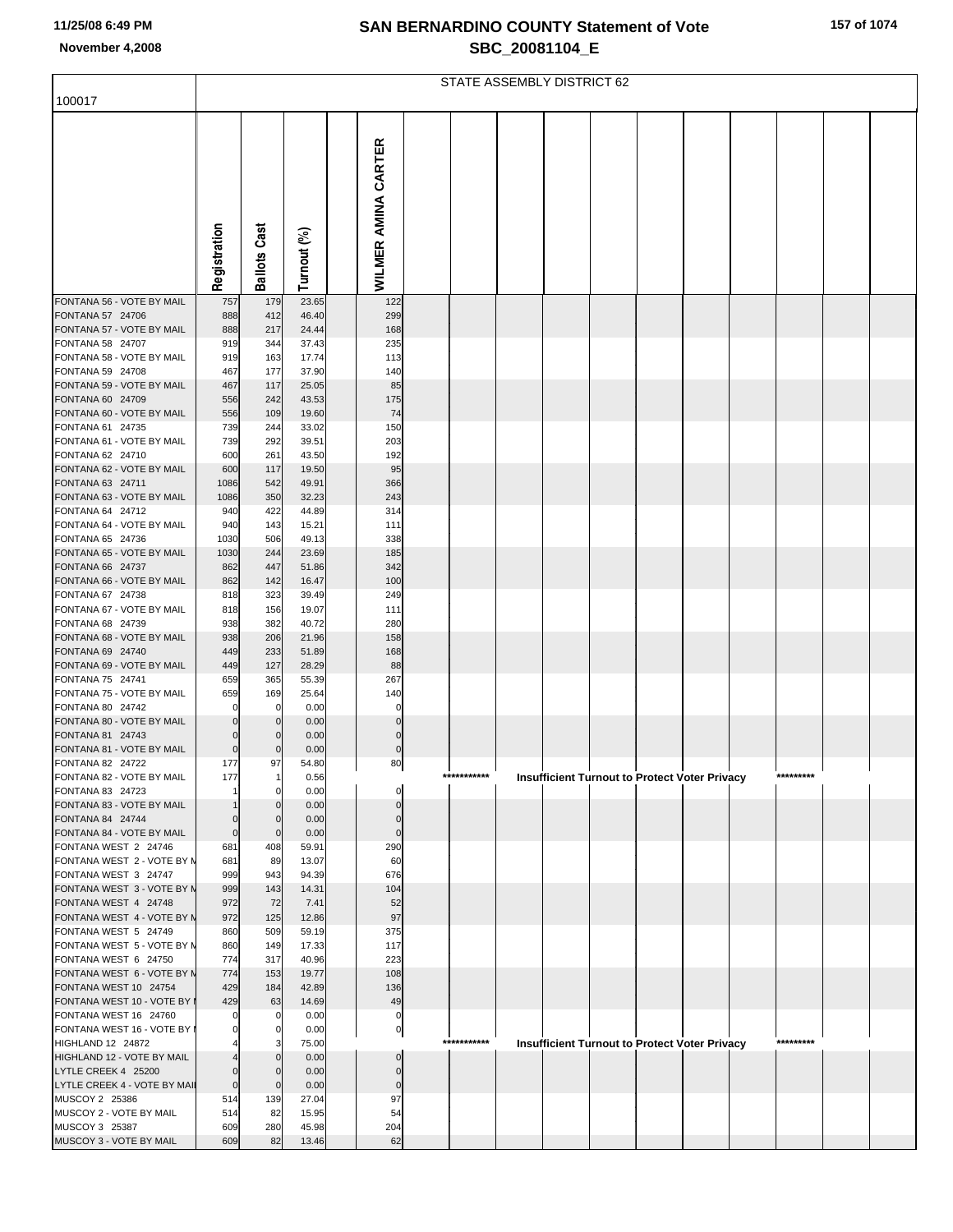# SAN BERNARDINO COUNTY Statement of Vote
## SBC_20081104_E

11/25/08 6:49 PM
November 4,2008

100017

STATE ASSEMBLY DISTRICT 62

| | Registration | Ballots Cast | Turnout (%) | | WILMER AMINA CARTER |
|---|---|---|---|---|---|
| FONTANA 56 - VOTE BY MAIL | 757 | 179 | 23.65 | | 122 |
| FONTANA 57 24706 | 888 | 412 | 46.40 | | 299 |
| FONTANA 57 - VOTE BY MAIL | 888 | 217 | 24.44 | | 168 |
| FONTANA 58 24707 | 919 | 344 | 37.43 | | 235 |
| FONTANA 58 - VOTE BY MAIL | 919 | 163 | 17.74 | | 113 |
| FONTANA 59 24708 | 467 | 177 | 37.90 | | 140 |
| FONTANA 59 - VOTE BY MAIL | 467 | 117 | 25.05 | | 85 |
| FONTANA 60 24709 | 556 | 242 | 43.53 | | 175 |
| FONTANA 60 - VOTE BY MAIL | 556 | 109 | 19.60 | | 74 |
| FONTANA 61 24735 | 739 | 244 | 33.02 | | 150 |
| FONTANA 61 - VOTE BY MAIL | 739 | 292 | 39.51 | | 203 |
| FONTANA 62 24710 | 600 | 261 | 43.50 | | 192 |
| FONTANA 62 - VOTE BY MAIL | 600 | 117 | 19.50 | | 95 |
| FONTANA 63 24711 | 1086 | 542 | 49.91 | | 366 |
| FONTANA 63 - VOTE BY MAIL | 1086 | 350 | 32.23 | | 243 |
| FONTANA 64 24712 | 940 | 422 | 44.89 | | 314 |
| FONTANA 64 - VOTE BY MAIL | 940 | 143 | 15.21 | | 111 |
| FONTANA 65 24736 | 1030 | 506 | 49.13 | | 338 |
| FONTANA 65 - VOTE BY MAIL | 1030 | 244 | 23.69 | | 185 |
| FONTANA 66 24737 | 862 | 447 | 51.86 | | 342 |
| FONTANA 66 - VOTE BY MAIL | 862 | 142 | 16.47 | | 100 |
| FONTANA 67 24738 | 818 | 323 | 39.49 | | 249 |
| FONTANA 67 - VOTE BY MAIL | 818 | 156 | 19.07 | | 111 |
| FONTANA 68 24739 | 938 | 382 | 40.72 | | 280 |
| FONTANA 68 - VOTE BY MAIL | 938 | 206 | 21.96 | | 158 |
| FONTANA 69 24740 | 449 | 233 | 51.89 | | 168 |
| FONTANA 69 - VOTE BY MAIL | 449 | 127 | 28.29 | | 88 |
| FONTANA 75 24741 | 659 | 365 | 55.39 | | 267 |
| FONTANA 75 - VOTE BY MAIL | 659 | 169 | 25.64 | | 140 |
| FONTANA 80 24742 | 0 | 0 | 0.00 | | 0 |
| FONTANA 80 - VOTE BY MAIL | 0 | 0 | 0.00 | | 0 |
| FONTANA 81 24743 | 0 | 0 | 0.00 | | 0 |
| FONTANA 81 - VOTE BY MAIL | 0 | 0 | 0.00 | | 0 |
| FONTANA 82 24722 | 177 | 97 | 54.80 | | 80 |
| FONTANA 82 - VOTE BY MAIL | 177 | 1 | 0.56 | | *********** Insufficient Turnout to Protect Voter Privacy ********* |
| FONTANA 83 24723 | 1 | 0 | 0.00 | | 0 |
| FONTANA 83 - VOTE BY MAIL | 1 | 0 | 0.00 | | 0 |
| FONTANA 84 24744 | 0 | 0 | 0.00 | | 0 |
| FONTANA 84 - VOTE BY MAIL | 0 | 0 | 0.00 | | 0 |
| FONTANA WEST 2 24746 | 681 | 408 | 59.91 | | 290 |
| FONTANA WEST 2 - VOTE BY M | 681 | 89 | 13.07 | | 60 |
| FONTANA WEST 3 24747 | 999 | 943 | 94.39 | | 676 |
| FONTANA WEST 3 - VOTE BY M | 999 | 143 | 14.31 | | 104 |
| FONTANA WEST 4 24748 | 972 | 72 | 7.41 | | 52 |
| FONTANA WEST 4 - VOTE BY M | 972 | 125 | 12.86 | | 97 |
| FONTANA WEST 5 24749 | 860 | 509 | 59.19 | | 375 |
| FONTANA WEST 5 - VOTE BY M | 860 | 149 | 17.33 | | 117 |
| FONTANA WEST 6 24750 | 774 | 317 | 40.96 | | 223 |
| FONTANA WEST 6 - VOTE BY M | 774 | 153 | 19.77 | | 108 |
| FONTANA WEST 10 24754 | 429 | 184 | 42.89 | | 136 |
| FONTANA WEST 10 - VOTE BY I | 429 | 63 | 14.69 | | 49 |
| FONTANA WEST 16 24760 | 0 | 0 | 0.00 | | 0 |
| FONTANA WEST 16 - VOTE BY I | 0 | 0 | 0.00 | | 0 |
| HIGHLAND 12 24872 | 4 | 3 | 75.00 | | *********** Insufficient Turnout to Protect Voter Privacy ********* |
| HIGHLAND 12 - VOTE BY MAIL | 4 | 0 | 0.00 | | 0 |
| LYTLE CREEK 4 25200 | 0 | 0 | 0.00 | | 0 |
| LYTLE CREEK 4 - VOTE BY MAIL | 0 | 0 | 0.00 | | 0 |
| MUSCOY 2 25386 | 514 | 139 | 27.04 | | 97 |
| MUSCOY 2 - VOTE BY MAIL | 514 | 82 | 15.95 | | 54 |
| MUSCOY 3 25387 | 609 | 280 | 45.98 | | 204 |
| MUSCOY 3 - VOTE BY MAIL | 609 | 82 | 13.46 | | 62 |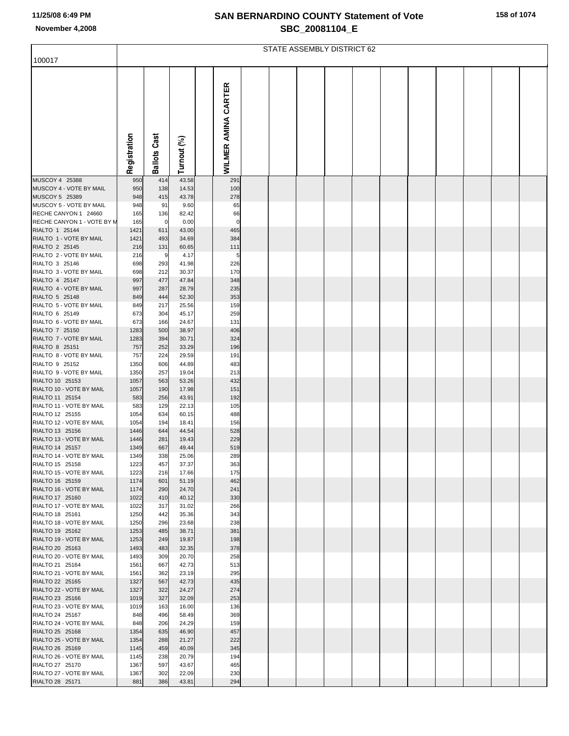# SAN BERNARDINO COUNTY Statement of Vote

## SBC_20081104_E

November 4,2008

| 100017 | STATE ASSEMBLY DISTRICT 62 | | | |
|---|---|---|---|---|
| | Registration | Ballots Cast | Turnout (%) | WILMER AMINA CARTER |
| MUSCOY 4 25388 | 950 | 414 | 43.58 | 291 |
| MUSCOY 4 - VOTE BY MAIL | 950 | 138 | 14.53 | 100 |
| MUSCOY 5 25389 | 948 | 415 | 43.78 | 278 |
| MUSCOY 5 - VOTE BY MAIL | 948 | 91 | 9.60 | 65 |
| RECHE CANYON 1 24660 | 165 | 136 | 82.42 | 66 |
| RECHE CANYON 1 - VOTE BY M | 165 | 0 | 0.00 | 0 |
| RIALTO 1 25144 | 1421 | 611 | 43.00 | 465 |
| RIALTO 1 - VOTE BY MAIL | 1421 | 493 | 34.69 | 384 |
| RIALTO 2 25145 | 216 | 131 | 60.65 | 111 |
| RIALTO 2 - VOTE BY MAIL | 216 | 9 | 4.17 | 5 |
| RIALTO 3 25146 | 698 | 293 | 41.98 | 226 |
| RIALTO 3 - VOTE BY MAIL | 698 | 212 | 30.37 | 170 |
| RIALTO 4 25147 | 997 | 477 | 47.84 | 348 |
| RIALTO 4 - VOTE BY MAIL | 997 | 287 | 28.79 | 235 |
| RIALTO 5 25148 | 849 | 444 | 52.30 | 353 |
| RIALTO 5 - VOTE BY MAIL | 849 | 217 | 25.56 | 159 |
| RIALTO 6 25149 | 673 | 304 | 45.17 | 259 |
| RIALTO 6 - VOTE BY MAIL | 673 | 166 | 24.67 | 131 |
| RIALTO 7 25150 | 1283 | 500 | 38.97 | 406 |
| RIALTO 7 - VOTE BY MAIL | 1283 | 394 | 30.71 | 324 |
| RIALTO 8 25151 | 757 | 252 | 33.29 | 196 |
| RIALTO 8 - VOTE BY MAIL | 757 | 224 | 29.59 | 191 |
| RIALTO 9 25152 | 1350 | 606 | 44.89 | 483 |
| RIALTO 9 - VOTE BY MAIL | 1350 | 257 | 19.04 | 213 |
| RIALTO 10 25153 | 1057 | 563 | 53.26 | 432 |
| RIALTO 10 - VOTE BY MAIL | 1057 | 190 | 17.98 | 151 |
| RIALTO 11 25154 | 583 | 256 | 43.91 | 192 |
| RIALTO 11 - VOTE BY MAIL | 583 | 129 | 22.13 | 105 |
| RIALTO 12 25155 | 1054 | 634 | 60.15 | 488 |
| RIALTO 12 - VOTE BY MAIL | 1054 | 194 | 18.41 | 156 |
| RIALTO 13 25156 | 1446 | 644 | 44.54 | 528 |
| RIALTO 13 - VOTE BY MAIL | 1446 | 281 | 19.43 | 229 |
| RIALTO 14 25157 | 1349 | 667 | 49.44 | 519 |
| RIALTO 14 - VOTE BY MAIL | 1349 | 338 | 25.06 | 289 |
| RIALTO 15 25158 | 1223 | 457 | 37.37 | 363 |
| RIALTO 15 - VOTE BY MAIL | 1223 | 216 | 17.66 | 175 |
| RIALTO 16 25159 | 1174 | 601 | 51.19 | 462 |
| RIALTO 16 - VOTE BY MAIL | 1174 | 290 | 24.70 | 241 |
| RIALTO 17 25160 | 1022 | 410 | 40.12 | 330 |
| RIALTO 17 - VOTE BY MAIL | 1022 | 317 | 31.02 | 266 |
| RIALTO 18 25161 | 1250 | 442 | 35.36 | 343 |
| RIALTO 18 - VOTE BY MAIL | 1250 | 296 | 23.68 | 238 |
| RIALTO 19 25162 | 1253 | 485 | 38.71 | 381 |
| RIALTO 19 - VOTE BY MAIL | 1253 | 249 | 19.87 | 198 |
| RIALTO 20 25163 | 1493 | 483 | 32.35 | 378 |
| RIALTO 20 - VOTE BY MAIL | 1493 | 309 | 20.70 | 258 |
| RIALTO 21 25164 | 1561 | 667 | 42.73 | 513 |
| RIALTO 21 - VOTE BY MAIL | 1561 | 362 | 23.19 | 295 |
| RIALTO 22 25165 | 1327 | 567 | 42.73 | 435 |
| RIALTO 22 - VOTE BY MAIL | 1327 | 322 | 24.27 | 274 |
| RIALTO 23 25166 | 1019 | 327 | 32.09 | 253 |
| RIALTO 23 - VOTE BY MAIL | 1019 | 163 | 16.00 | 136 |
| RIALTO 24 25167 | 848 | 496 | 58.49 | 369 |
| RIALTO 24 - VOTE BY MAIL | 848 | 206 | 24.29 | 159 |
| RIALTO 25 25168 | 1354 | 635 | 46.90 | 457 |
| RIALTO 25 - VOTE BY MAIL | 1354 | 288 | 21.27 | 222 |
| RIALTO 26 25169 | 1145 | 459 | 40.09 | 345 |
| RIALTO 26 - VOTE BY MAIL | 1145 | 238 | 20.79 | 194 |
| RIALTO 27 25170 | 1367 | 597 | 43.67 | 465 |
| RIALTO 27 - VOTE BY MAIL | 1367 | 302 | 22.09 | 230 |
| RIALTO 28 25171 | 881 | 386 | 43.81 | 294 |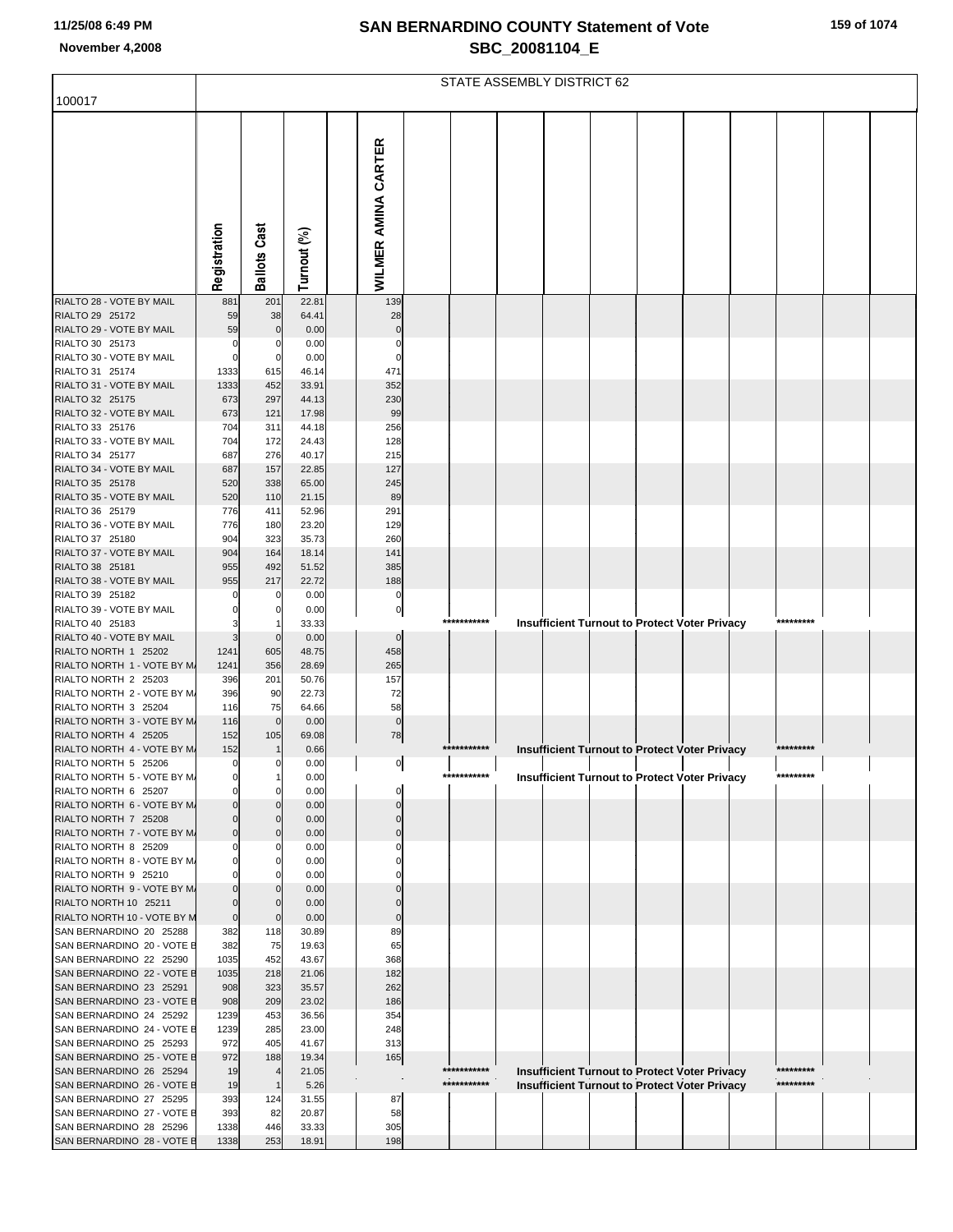# SAN BERNARDINO COUNTY Statement of Vote
## SBC_20081104_E

11/25/08 6:49 PM
November 4,2008

100017

STATE ASSEMBLY DISTRICT 62

| | Registration | Ballots Cast | Turnout (%) | | WILMER AMINA CARTER | | | | | | | | | | | |
|---|---|---|---|---|---|---|---|---|---|---|---|---|---|---|---|---|
| RIALTO 28 - VOTE BY MAIL | 881 | 201 | 22.81 | | 139 | | | | | | | | | | | |
| RIALTO 29 25172 | 59 | 38 | 64.41 | | 28 | | | | | | | | | | | |
| RIALTO 29 - VOTE BY MAIL | 59 | 0 | 0.00 | | 0 | | | | | | | | | | | |
| RIALTO 30 25173 | 0 | 0 | 0.00 | | 0 | | | | | | | | | | | |
| RIALTO 30 - VOTE BY MAIL | 0 | 0 | 0.00 | | 0 | | | | | | | | | | | |
| RIALTO 31 25174 | 1333 | 615 | 46.14 | | 471 | | | | | | | | | | | |
| RIALTO 31 - VOTE BY MAIL | 1333 | 452 | 33.91 | | 352 | | | | | | | | | | | |
| RIALTO 32 25175 | 673 | 297 | 44.13 | | 230 | | | | | | | | | | | |
| RIALTO 32 - VOTE BY MAIL | 673 | 121 | 17.98 | | 99 | | | | | | | | | | | |
| RIALTO 33 25176 | 704 | 311 | 44.18 | | 256 | | | | | | | | | | | |
| RIALTO 33 - VOTE BY MAIL | 704 | 172 | 24.43 | | 128 | | | | | | | | | | | |
| RIALTO 34 25177 | 687 | 276 | 40.17 | | 215 | | | | | | | | | | | |
| RIALTO 34 - VOTE BY MAIL | 687 | 157 | 22.85 | | 127 | | | | | | | | | | | |
| RIALTO 35 25178 | 520 | 338 | 65.00 | | 245 | | | | | | | | | | | |
| RIALTO 35 - VOTE BY MAIL | 520 | 110 | 21.15 | | 89 | | | | | | | | | | | |
| RIALTO 36 25179 | 776 | 411 | 52.96 | | 291 | | | | | | | | | | | |
| RIALTO 36 - VOTE BY MAIL | 776 | 180 | 23.20 | | 129 | | | | | | | | | | | |
| RIALTO 37 25180 | 904 | 323 | 35.73 | | 260 | | | | | | | | | | | |
| RIALTO 37 - VOTE BY MAIL | 904 | 164 | 18.14 | | 141 | | | | | | | | | | | |
| RIALTO 38 25181 | 955 | 492 | 51.52 | | 385 | | | | | | | | | | | |
| RIALTO 38 - VOTE BY MAIL | 955 | 217 | 22.72 | | 188 | | | | | | | | | | | |
| RIALTO 39 25182 | 0 | 0 | 0.00 | | 0 | | | | | | | | | | | |
| RIALTO 39 - VOTE BY MAIL | 0 | 0 | 0.00 | | 0 | | | | | | | | | | | |
| RIALTO 40 25183 | 3 | 1 | 33.33 | | | *********** | | Insufficient Turnout to Protect Voter Privacy | | | | | ********* | | | |
| RIALTO 40 - VOTE BY MAIL | 3 | 0 | 0.00 | | 0 | | | | | | | | | | | |
| RIALTO NORTH 1 25202 | 1241 | 605 | 48.75 | | 458 | | | | | | | | | | | |
| RIALTO NORTH 1 - VOTE BY MA | 1241 | 356 | 28.69 | | 265 | | | | | | | | | | | |
| RIALTO NORTH 2 25203 | 396 | 201 | 50.76 | | 157 | | | | | | | | | | | |
| RIALTO NORTH 2 - VOTE BY MA | 396 | 90 | 22.73 | | 72 | | | | | | | | | | | |
| RIALTO NORTH 3 25204 | 116 | 75 | 64.66 | | 58 | | | | | | | | | | | |
| RIALTO NORTH 3 - VOTE BY MA | 116 | 0 | 0.00 | | 0 | | | | | | | | | | | |
| RIALTO NORTH 4 25205 | 152 | 105 | 69.08 | | 78 | | | | | | | | | | | |
| RIALTO NORTH 4 - VOTE BY MA | 152 | 1 | 0.66 | | | *********** | | Insufficient Turnout to Protect Voter Privacy | | | | | ********* | | | |
| RIALTO NORTH 5 25206 | 0 | 0 | 0.00 | | 0 | | | | | | | | | | | |
| RIALTO NORTH 5 - VOTE BY MA | 0 | 1 | 0.00 | | | *********** | | Insufficient Turnout to Protect Voter Privacy | | | | | ********* | | | |
| RIALTO NORTH 6 25207 | 0 | 0 | 0.00 | | 0 | | | | | | | | | | | |
| RIALTO NORTH 6 - VOTE BY MA | 0 | 0 | 0.00 | | 0 | | | | | | | | | | | |
| RIALTO NORTH 7 25208 | 0 | 0 | 0.00 | | 0 | | | | | | | | | | | |
| RIALTO NORTH 7 - VOTE BY MA | 0 | 0 | 0.00 | | 0 | | | | | | | | | | | |
| RIALTO NORTH 8 25209 | 0 | 0 | 0.00 | | 0 | | | | | | | | | | | |
| RIALTO NORTH 8 - VOTE BY MA | 0 | 0 | 0.00 | | 0 | | | | | | | | | | | |
| RIALTO NORTH 9 25210 | 0 | 0 | 0.00 | | 0 | | | | | | | | | | | |
| RIALTO NORTH 9 - VOTE BY MA | 0 | 0 | 0.00 | | 0 | | | | | | | | | | | |
| RIALTO NORTH 10 25211 | 0 | 0 | 0.00 | | 0 | | | | | | | | | | | |
| RIALTO NORTH 10 - VOTE BY M | 0 | 0 | 0.00 | | 0 | | | | | | | | | | | |
| SAN BERNARDINO 20 25288 | 382 | 118 | 30.89 | | 89 | | | | | | | | | | | |
| SAN BERNARDINO 20 - VOTE B | 382 | 75 | 19.63 | | 65 | | | | | | | | | | | |
| SAN BERNARDINO 22 25290 | 1035 | 452 | 43.67 | | 368 | | | | | | | | | | | |
| SAN BERNARDINO 22 - VOTE B | 1035 | 218 | 21.06 | | 182 | | | | | | | | | | | |
| SAN BERNARDINO 23 25291 | 908 | 323 | 35.57 | | 262 | | | | | | | | | | | |
| SAN BERNARDINO 23 - VOTE B | 908 | 209 | 23.02 | | 186 | | | | | | | | | | | |
| SAN BERNARDINO 24 25292 | 1239 | 453 | 36.56 | | 354 | | | | | | | | | | | |
| SAN BERNARDINO 24 - VOTE B | 1239 | 285 | 23.00 | | 248 | | | | | | | | | | | |
| SAN BERNARDINO 25 25293 | 972 | 405 | 41.67 | | 313 | | | | | | | | | | | |
| SAN BERNARDINO 25 - VOTE B | 972 | 188 | 19.34 | | 165 | | | | | | | | | | | |
| SAN BERNARDINO 26 25294 | 19 | 4 | 21.05 | | | *********** | | Insufficient Turnout to Protect Voter Privacy | | | | | ********* | | | |
| SAN BERNARDINO 26 - VOTE B | 19 | 1 | 5.26 | | | *********** | | Insufficient Turnout to Protect Voter Privacy | | | | | ********* | | | |
| SAN BERNARDINO 27 25295 | 393 | 124 | 31.55 | | 87 | | | | | | | | | | | |
| SAN BERNARDINO 27 - VOTE B | 393 | 82 | 20.87 | | 58 | | | | | | | | | | | |
| SAN BERNARDINO 28 25296 | 1338 | 446 | 33.33 | | 305 | | | | | | | | | | | |
| SAN BERNARDINO 28 - VOTE B | 1338 | 253 | 18.91 | | 198 | | | | | | | | | | | |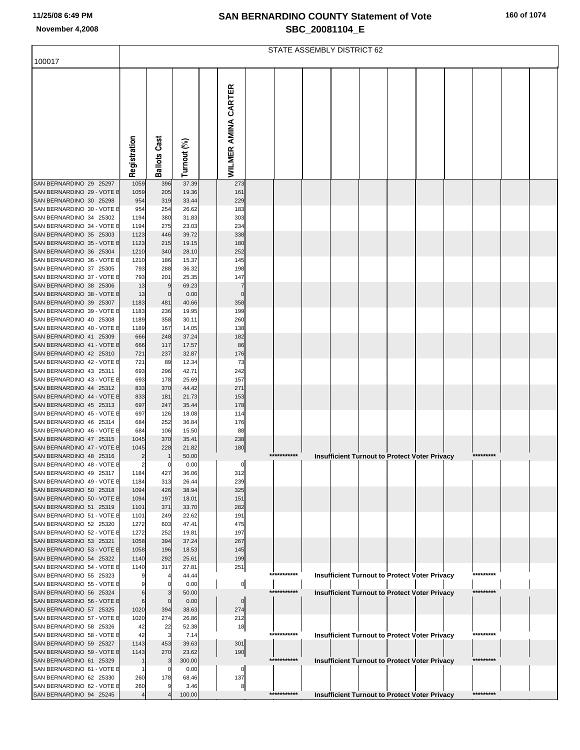# SAN BERNARDINO COUNTY Statement of Vote

## SBC_20081104_E

11/25/08 6:49 PM

November 4,2008

100017

STATE ASSEMBLY DISTRICT 62

| | Registration | Ballots Cast | Turnout (%) | WILMER AMINA CARTER |
|---|---|---|---|---|
| SAN BERNARDINO 29 25297 | 1059 | 396 | 37.39 | 273 |
| SAN BERNARDINO 29 - VOTE B | 1059 | 205 | 19.36 | 161 |
| SAN BERNARDINO 30 25298 | 954 | 319 | 33.44 | 229 |
| SAN BERNARDINO 30 - VOTE B | 954 | 254 | 26.62 | 183 |
| SAN BERNARDINO 34 25302 | 1194 | 380 | 31.83 | 303 |
| SAN BERNARDINO 34 - VOTE B | 1194 | 275 | 23.03 | 234 |
| SAN BERNARDINO 35 25303 | 1123 | 446 | 39.72 | 338 |
| SAN BERNARDINO 35 - VOTE B | 1123 | 215 | 19.15 | 180 |
| SAN BERNARDINO 36 25304 | 1210 | 340 | 28.10 | 252 |
| SAN BERNARDINO 36 - VOTE B | 1210 | 186 | 15.37 | 145 |
| SAN BERNARDINO 37 25305 | 793 | 288 | 36.32 | 198 |
| SAN BERNARDINO 37 - VOTE B | 793 | 201 | 25.35 | 147 |
| SAN BERNARDINO 38 25306 | 13 | 9 | 69.23 | 7 |
| SAN BERNARDINO 38 - VOTE B | 13 | 0 | 0.00 | 0 |
| SAN BERNARDINO 39 25307 | 1183 | 481 | 40.66 | 358 |
| SAN BERNARDINO 39 - VOTE B | 1183 | 236 | 19.95 | 199 |
| SAN BERNARDINO 40 25308 | 1189 | 358 | 30.11 | 260 |
| SAN BERNARDINO 40 - VOTE B | 1189 | 167 | 14.05 | 138 |
| SAN BERNARDINO 41 25309 | 666 | 248 | 37.24 | 182 |
| SAN BERNARDINO 41 - VOTE B | 666 | 117 | 17.57 | 86 |
| SAN BERNARDINO 42 25310 | 721 | 237 | 32.87 | 176 |
| SAN BERNARDINO 42 - VOTE B | 721 | 89 | 12.34 | 73 |
| SAN BERNARDINO 43 25311 | 693 | 296 | 42.71 | 242 |
| SAN BERNARDINO 43 - VOTE B | 693 | 178 | 25.69 | 157 |
| SAN BERNARDINO 44 25312 | 833 | 370 | 44.42 | 271 |
| SAN BERNARDINO 44 - VOTE B | 833 | 181 | 21.73 | 153 |
| SAN BERNARDINO 45 25313 | 697 | 247 | 35.44 | 178 |
| SAN BERNARDINO 45 - VOTE B | 697 | 126 | 18.08 | 114 |
| SAN BERNARDINO 46 25314 | 684 | 252 | 36.84 | 176 |
| SAN BERNARDINO 46 - VOTE B | 684 | 106 | 15.50 | 88 |
| SAN BERNARDINO 47 25315 | 1045 | 370 | 35.41 | 238 |
| SAN BERNARDINO 47 - VOTE B | 1045 | 228 | 21.82 | 180 |
| SAN BERNARDINO 48 25316 | 2 | 1 | 50.00 | *********** Insufficient Turnout to Protect Voter Privacy ********* |
| SAN BERNARDINO 48 - VOTE B | 2 | 0 | 0.00 | 0 |
| SAN BERNARDINO 49 25317 | 1184 | 427 | 36.06 | 312 |
| SAN BERNARDINO 49 - VOTE B | 1184 | 313 | 26.44 | 239 |
| SAN BERNARDINO 50 25318 | 1094 | 426 | 38.94 | 325 |
| SAN BERNARDINO 50 - VOTE B | 1094 | 197 | 18.01 | 151 |
| SAN BERNARDINO 51 25319 | 1101 | 371 | 33.70 | 282 |
| SAN BERNARDINO 51 - VOTE B | 1101 | 249 | 22.62 | 191 |
| SAN BERNARDINO 52 25320 | 1272 | 603 | 47.41 | 475 |
| SAN BERNARDINO 52 - VOTE B | 1272 | 252 | 19.81 | 197 |
| SAN BERNARDINO 53 25321 | 1058 | 394 | 37.24 | 267 |
| SAN BERNARDINO 53 - VOTE B | 1058 | 196 | 18.53 | 145 |
| SAN BERNARDINO 54 25322 | 1140 | 292 | 25.61 | 199 |
| SAN BERNARDINO 54 - VOTE B | 1140 | 317 | 27.81 | 251 |
| SAN BERNARDINO 55 25323 | 9 | 4 | 44.44 | *********** Insufficient Turnout to Protect Voter Privacy ********* |
| SAN BERNARDINO 55 - VOTE B | 9 | 0 | 0.00 | 0 |
| SAN BERNARDINO 56 25324 | 6 | 3 | 50.00 | *********** Insufficient Turnout to Protect Voter Privacy ********* |
| SAN BERNARDINO 56 - VOTE B | 6 | 0 | 0.00 | 0 |
| SAN BERNARDINO 57 25325 | 1020 | 394 | 38.63 | 274 |
| SAN BERNARDINO 57 - VOTE B | 1020 | 274 | 26.86 | 212 |
| SAN BERNARDINO 58 25326 | 42 | 22 | 52.38 | 18 |
| SAN BERNARDINO 58 - VOTE B | 42 | 3 | 7.14 | *********** Insufficient Turnout to Protect Voter Privacy ********* |
| SAN BERNARDINO 59 25327 | 1143 | 453 | 39.63 | 301 |
| SAN BERNARDINO 59 - VOTE B | 1143 | 270 | 23.62 | 190 |
| SAN BERNARDINO 61 25329 | 1 | 3 | 300.00 | *********** Insufficient Turnout to Protect Voter Privacy ********* |
| SAN BERNARDINO 61 - VOTE B | 1 | 0 | 0.00 | 0 |
| SAN BERNARDINO 62 25330 | 260 | 178 | 68.46 | 137 |
| SAN BERNARDINO 62 - VOTE B | 260 | 9 | 3.46 | 8 |
| SAN BERNARDINO 94 25245 | 4 | 4 | 100.00 | *********** Insufficient Turnout to Protect Voter Privacy ********* |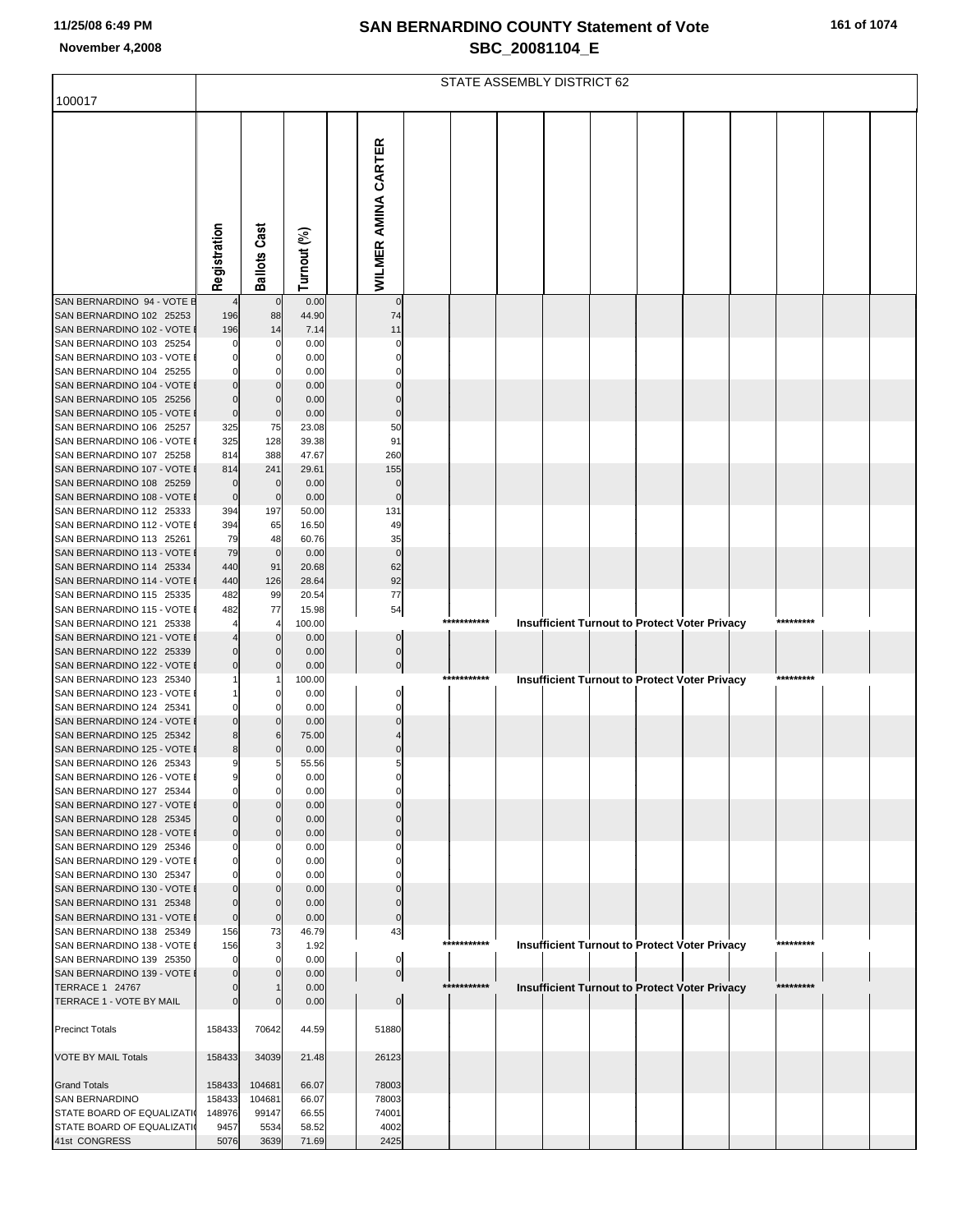# SAN BERNARDINO COUNTY Statement of Vote

## SBC_20081104_E

November 4,2008

100017

STATE ASSEMBLY DISTRICT 62

| | Registration | Ballots Cast | Turnout (%) | | WILMER AMINA CARTER |
|---|---|---|---|---|---|
| SAN BERNARDINO 94 - VOTE B | 4 | 0 | 0.00 | | 0 |
| SAN BERNARDINO 102 25253 | 196 | 88 | 44.90 | | 74 |
| SAN BERNARDINO 102 - VOTE | 196 | 14 | 7.14 | | 11 |
| SAN BERNARDINO 103 25254 | 0 | 0 | 0.00 | | 0 |
| SAN BERNARDINO 103 - VOTE | 0 | 0 | 0.00 | | 0 |
| SAN BERNARDINO 104 25255 | 0 | 0 | 0.00 | | 0 |
| SAN BERNARDINO 104 - VOTE | 0 | 0 | 0.00 | | 0 |
| SAN BERNARDINO 105 25256 | 0 | 0 | 0.00 | | 0 |
| SAN BERNARDINO 105 - VOTE | 0 | 0 | 0.00 | | 0 |
| SAN BERNARDINO 106 25257 | 325 | 75 | 23.08 | | 50 |
| SAN BERNARDINO 106 - VOTE | 325 | 128 | 39.38 | | 91 |
| SAN BERNARDINO 107 25258 | 814 | 388 | 47.67 | | 260 |
| SAN BERNARDINO 107 - VOTE | 814 | 241 | 29.61 | | 155 |
| SAN BERNARDINO 108 25259 | 0 | 0 | 0.00 | | 0 |
| SAN BERNARDINO 108 - VOTE | 0 | 0 | 0.00 | | 0 |
| SAN BERNARDINO 112 25333 | 394 | 197 | 50.00 | | 131 |
| SAN BERNARDINO 112 - VOTE | 394 | 65 | 16.50 | | 49 |
| SAN BERNARDINO 113 25261 | 79 | 48 | 60.76 | | 35 |
| SAN BERNARDINO 113 - VOTE | 79 | 0 | 0.00 | | 0 |
| SAN BERNARDINO 114 25334 | 440 | 91 | 20.68 | | 62 |
| SAN BERNARDINO 114 - VOTE | 440 | 126 | 28.64 | | 92 |
| SAN BERNARDINO 115 25335 | 482 | 99 | 20.54 | | 77 |
| SAN BERNARDINO 115 - VOTE | 482 | 77 | 15.98 | | 54 |
| SAN BERNARDINO 121 25338 | 4 | 4 | 100.00 | | *********** Insufficient Turnout to Protect Voter Privacy ********* |
| SAN BERNARDINO 121 - VOTE | 4 | 0 | 0.00 | | 0 |
| SAN BERNARDINO 122 25339 | 0 | 0 | 0.00 | | 0 |
| SAN BERNARDINO 122 - VOTE | 0 | 0 | 0.00 | | 0 |
| SAN BERNARDINO 123 25340 | 1 | 1 | 100.00 | | *********** Insufficient Turnout to Protect Voter Privacy ********* |
| SAN BERNARDINO 123 - VOTE | 1 | 0 | 0.00 | | 0 |
| SAN BERNARDINO 124 25341 | 0 | 0 | 0.00 | | 0 |
| SAN BERNARDINO 124 - VOTE | 0 | 0 | 0.00 | | 0 |
| SAN BERNARDINO 125 25342 | 8 | 6 | 75.00 | | 4 |
| SAN BERNARDINO 125 - VOTE | 8 | 0 | 0.00 | | 0 |
| SAN BERNARDINO 126 25343 | 9 | 5 | 55.56 | | 5 |
| SAN BERNARDINO 126 - VOTE | 9 | 0 | 0.00 | | 0 |
| SAN BERNARDINO 127 25344 | 0 | 0 | 0.00 | | 0 |
| SAN BERNARDINO 127 - VOTE | 0 | 0 | 0.00 | | 0 |
| SAN BERNARDINO 128 25345 | 0 | 0 | 0.00 | | 0 |
| SAN BERNARDINO 128 - VOTE | 0 | 0 | 0.00 | | 0 |
| SAN BERNARDINO 129 25346 | 0 | 0 | 0.00 | | 0 |
| SAN BERNARDINO 129 - VOTE | 0 | 0 | 0.00 | | 0 |
| SAN BERNARDINO 130 25347 | 0 | 0 | 0.00 | | 0 |
| SAN BERNARDINO 130 - VOTE | 0 | 0 | 0.00 | | 0 |
| SAN BERNARDINO 131 25348 | 0 | 0 | 0.00 | | 0 |
| SAN BERNARDINO 131 - VOTE | 0 | 0 | 0.00 | | 0 |
| SAN BERNARDINO 138 25349 | 156 | 73 | 46.79 | | 43 |
| SAN BERNARDINO 138 - VOTE | 156 | 3 | 1.92 | | *********** Insufficient Turnout to Protect Voter Privacy ********* |
| SAN BERNARDINO 139 25350 | 0 | 0 | 0.00 | | 0 |
| SAN BERNARDINO 139 - VOTE | 0 | 0 | 0.00 | | 0 |
| TERRACE 1 24767 | 0 | 1 | 0.00 | | *********** Insufficient Turnout to Protect Voter Privacy ********* |
| TERRACE 1 - VOTE BY MAIL | 0 | 0 | 0.00 | | 0 |
| Precinct Totals | 158433 | 70642 | 44.59 | | 51880 |
| VOTE BY MAIL Totals | 158433 | 34039 | 21.48 | | 26123 |
| Grand Totals | 158433 | 104681 | 66.07 | | 78003 |
| SAN BERNARDINO | 158433 | 104681 | 66.07 | | 78003 |
| STATE BOARD OF EQUALIZATI | 148976 | 99147 | 66.55 | | 74001 |
| STATE BOARD OF EQUALIZATI | 9457 | 5534 | 58.52 | | 4002 |
| 41st CONGRESS | 5076 | 3639 | 71.69 | | 2425 |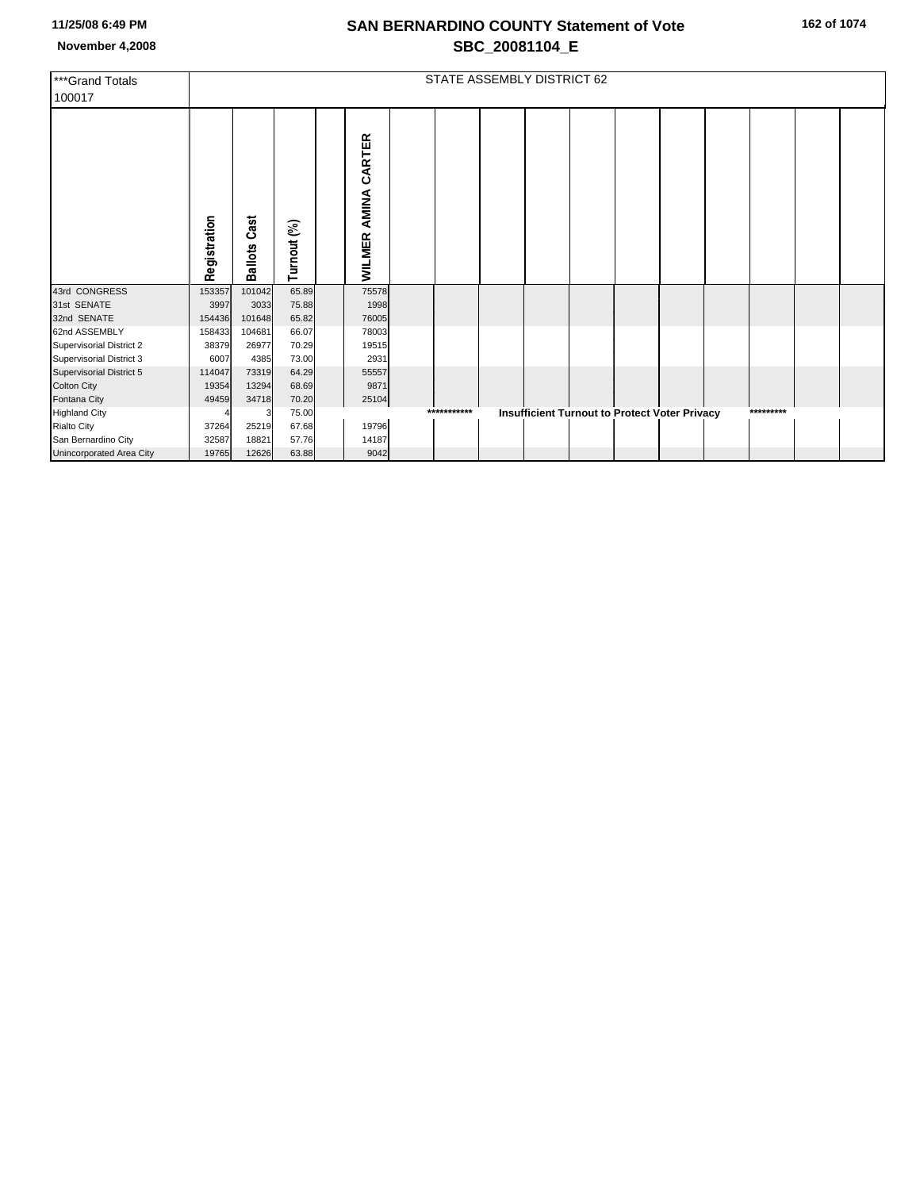# SAN BERNARDINO COUNTY Statement of Vote

## SBC_20081104_E

November 4,2008

| ***Grand Totals 100017 | STATE ASSEMBLY DISTRICT 62 | | | | | | | | | | | | | | | |
|---|---|---|---|---|---|---|---|---|---|---|---|---|---|---|---|---|
| | Registration | Ballots Cast | Turnout (%) | | WILMER AMINA CARTER | | | | | | | | | | | |
| 43rd CONGRESS | 153357 | 101042 | 65.89 | | 75578 | | | | | | | | | | | |
| 31st SENATE | 3997 | 3033 | 75.88 | | 1998 | | | | | | | | | | | |
| 32nd SENATE | 154436 | 101648 | 65.82 | | 76005 | | | | | | | | | | | |
| 62nd ASSEMBLY | 158433 | 104681 | 66.07 | | 78003 | | | | | | | | | | | |
| Supervisorial District 2 | 38379 | 26977 | 70.29 | | 19515 | | | | | | | | | | | |
| Supervisorial District 3 | 6007 | 4385 | 73.00 | | 2931 | | | | | | | | | | | |
| Supervisorial District 5 | 114047 | 73319 | 64.29 | | 55557 | | | | | | | | | | | |
| Colton City | 19354 | 13294 | 68.69 | | 9871 | | | | | | | | | | | |
| Fontana City | 49459 | 34718 | 70.20 | | 25104 | | | | | | | | | | | |
| Highland City | 4 | 3 | 75.00 | | | | *********** | | Insufficient Turnout to Protect Voter Privacy | | | | | ********* | | |
| Rialto City | 37264 | 25219 | 67.68 | | 19796 | | | | | | | | | | | |
| San Bernardino City | 32587 | 18821 | 57.76 | | 14187 | | | | | | | | | | | |
| Unincorporated Area City | 19765 | 12626 | 63.88 | | 9042 | | | | | | | | | | | |